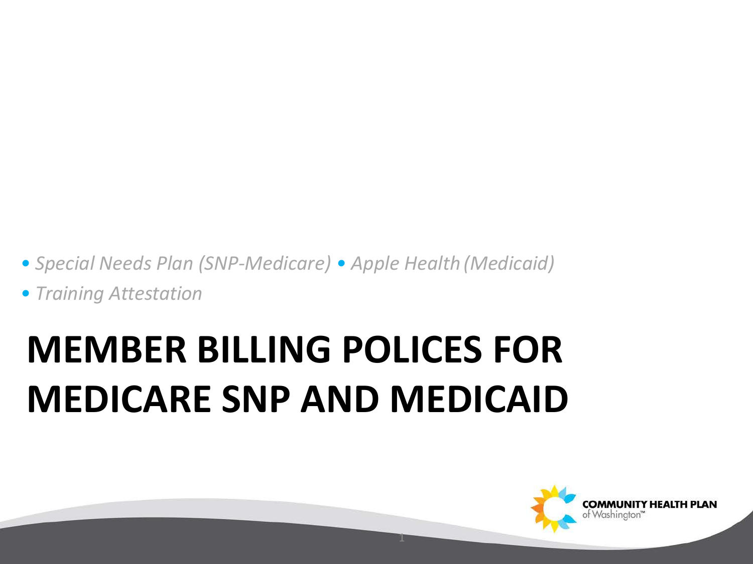- *Special Needs Plan (SNP-Medicare)* • *Apple Health (Medicaid)*
- *Training Attestation*

# MEMBER BILLING POLICES FOR MEDICARE SNP AND MEDICAID

COMMUNITY HEALTH PLAN of Washington™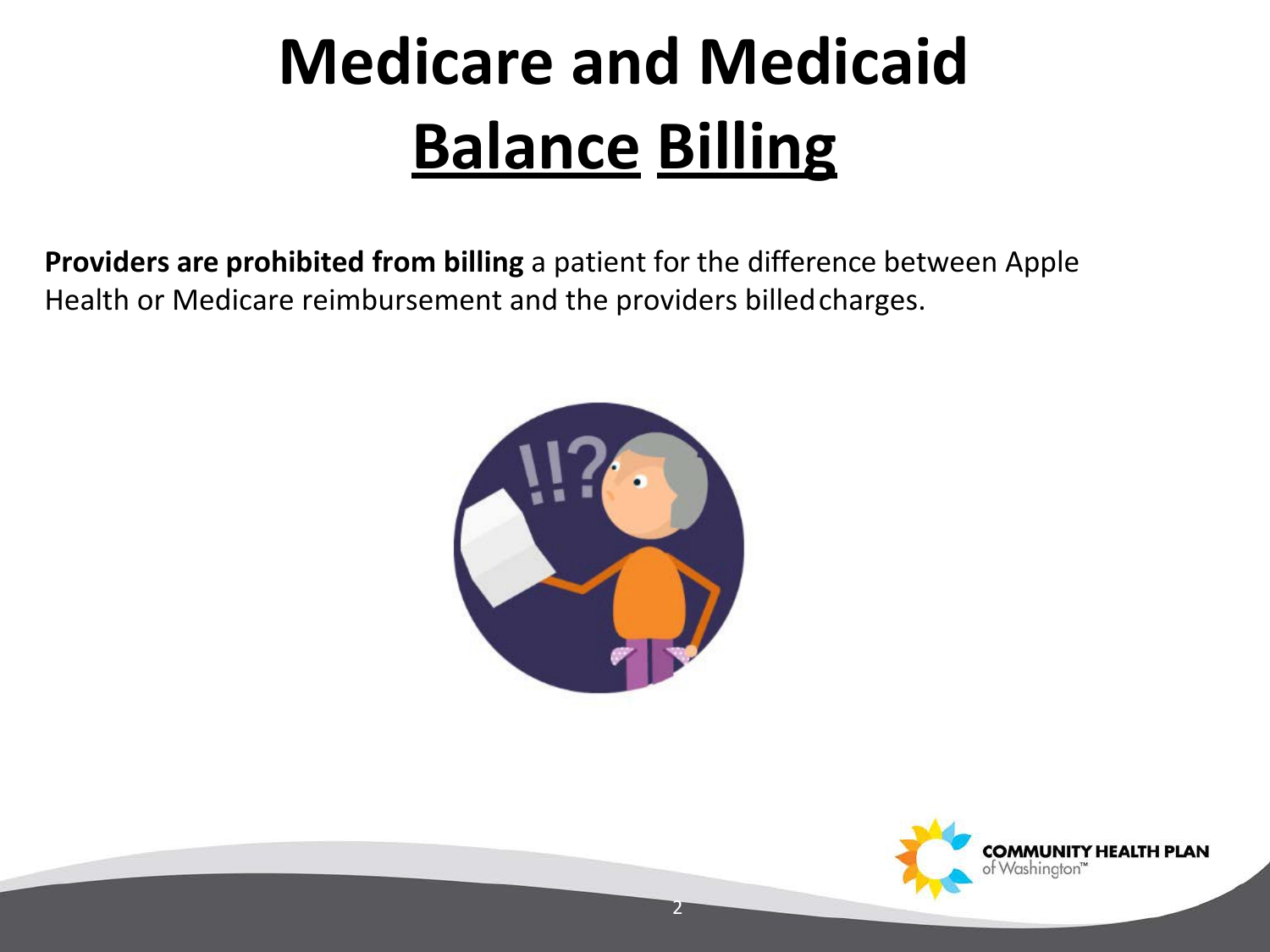# Medicare and Medicaid Balance Billing

**Providers are prohibited from billing** a patient for the difference between Apple Health or Medicare reimbursement and the providers billed charges.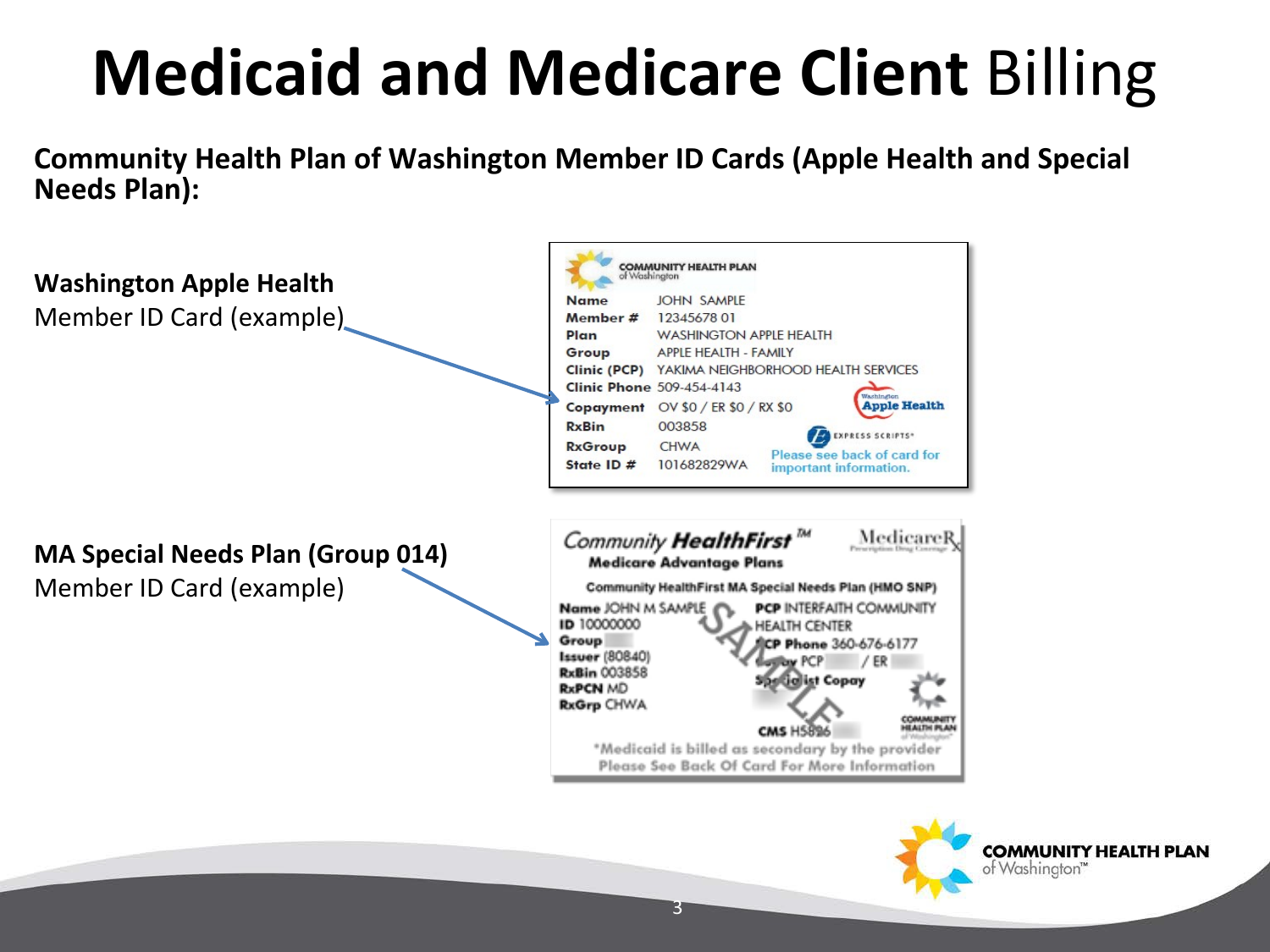# **Medicaid and Medicare Client** Billing

**Community Health Plan of Washington Member ID Cards (Apple Health and Special Needs Plan):**

**Washington Apple Health**
Member ID Card (example)

COMMUNITY HEALTH PLAN of Washington

| | |
|---|---|
| Name | JOHN SAMPLE |
| Member # | 12345678 01 |
| Plan | WASHINGTON APPLE HEALTH |
| Group | APPLE HEALTH - FAMILY |
| Clinic (PCP) | YAKIMA NEIGHBORHOOD HEALTH SERVICES |
| Clinic Phone | 509-454-4143 |
| Copayment | OV $0 / ER $0 / RX $0 |
| RxBin | 003858 |
| RxGroup | CHWA |
| State ID # | 101682829WA |

Washington Apple Health

EXPRESS SCRIPTS

Please see back of card for important information.

**MA Special Needs Plan (Group 014)**
Member ID Card (example)

*Community HealthFirst*™ Medicare Advantage Plans — MedicareRx

Community HealthFirst MA Special Needs Plan (HMO SNP)

Name JOHN M SAMPLE
ID 10000000
Group
Issuer (80840)
RxBin 003858
RxPCN MD
RxGrp CHWA

PCP INTERFAITH COMMUNITY HEALTH CENTER
PCP Phone 360-676-6177
Copay PCP / ER
Specialist Copay

CMS H5826

SAMPLE

*Medicaid is billed as secondary by the provider
Please See Back Of Card For More Information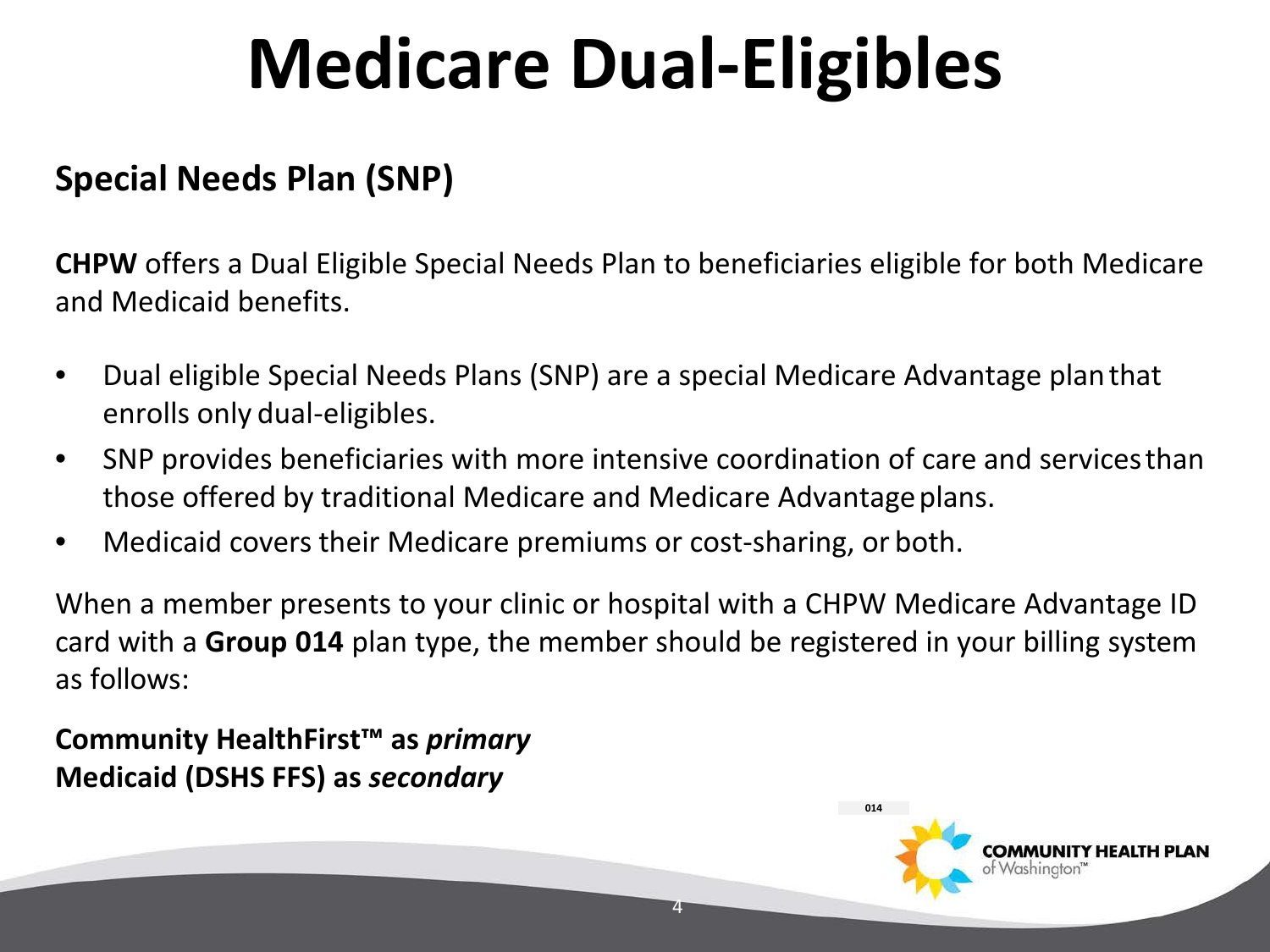# Medicare Dual-Eligibles

## Special Needs Plan (SNP)

**CHPW** offers a Dual Eligible Special Needs Plan to beneficiaries eligible for both Medicare and Medicaid benefits.

- Dual eligible Special Needs Plans (SNP) are a special Medicare Advantage plan that enrolls only dual-eligibles.
- SNP provides beneficiaries with more intensive coordination of care and services than those offered by traditional Medicare and Medicare Advantage plans.
- Medicaid covers their Medicare premiums or cost-sharing, or both.

When a member presents to your clinic or hospital with a CHPW Medicare Advantage ID card with a **Group 014** plan type, the member should be registered in your billing system as follows:

**Community HealthFirst™ as *primary***
**Medicaid (DSHS FFS) as *secondary***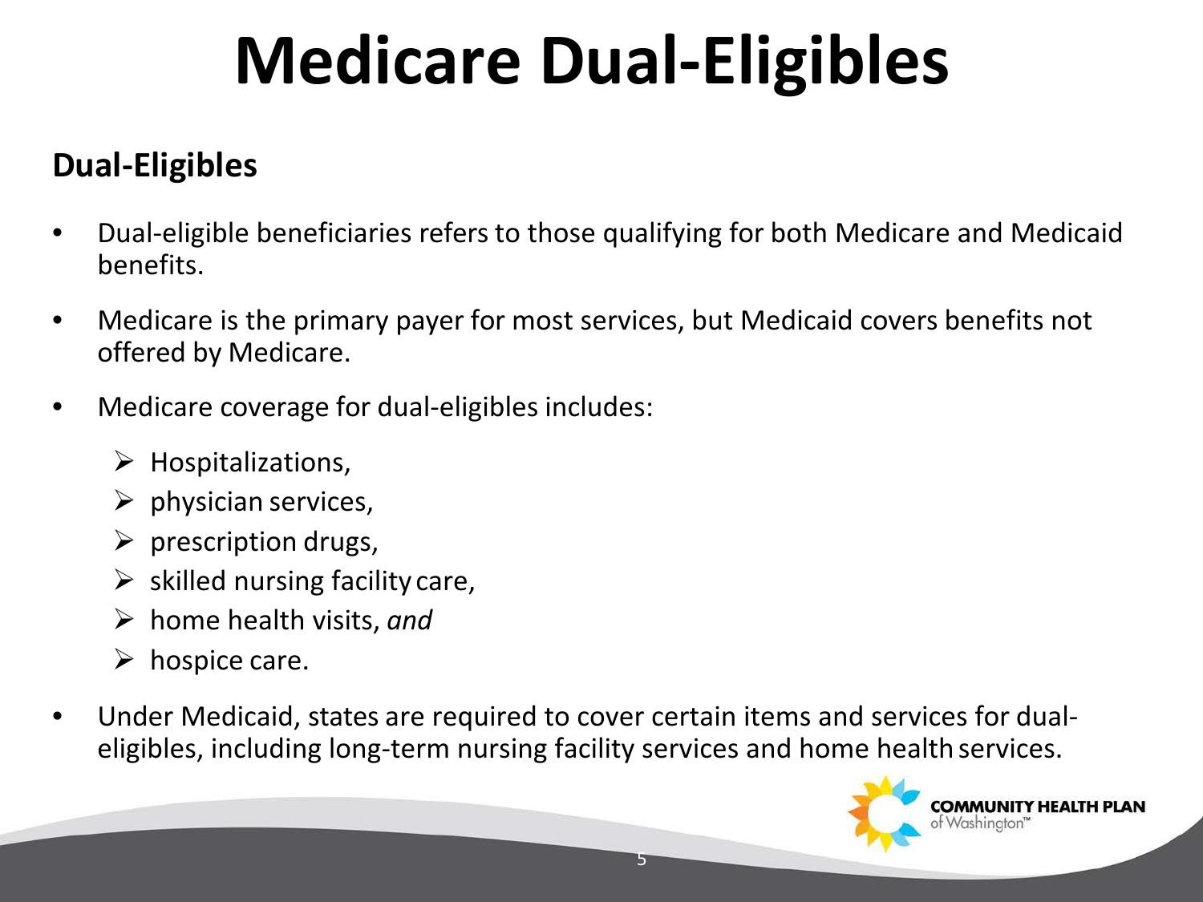# Medicare Dual-Eligibles

## Dual-Eligibles

- Dual-eligible beneficiaries refers to those qualifying for both Medicare and Medicaid benefits.
- Medicare is the primary payer for most services, but Medicaid covers benefits not offered by Medicare.
- Medicare coverage for dual-eligibles includes:
  - Hospitalizations,
  - physician services,
  - prescription drugs,
  - skilled nursing facility care,
  - home health visits, *and*
  - hospice care.
- Under Medicaid, states are required to cover certain items and services for dual-eligibles, including long-term nursing facility services and home health services.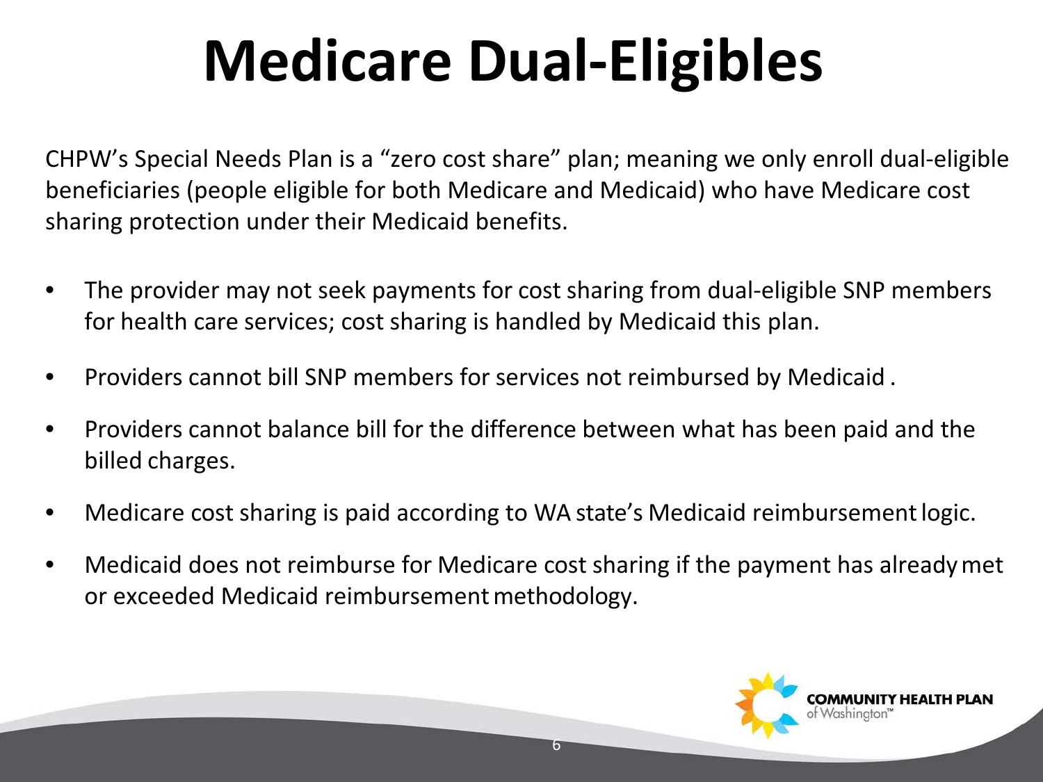# Medicare Dual-Eligibles

CHPW's Special Needs Plan is a "zero cost share" plan; meaning we only enroll dual-eligible beneficiaries (people eligible for both Medicare and Medicaid) who have Medicare cost sharing protection under their Medicaid benefits.

- The provider may not seek payments for cost sharing from dual-eligible SNP members for health care services; cost sharing is handled by Medicaid this plan.
- Providers cannot bill SNP members for services not reimbursed by Medicaid .
- Providers cannot balance bill for the difference between what has been paid and the billed charges.
- Medicare cost sharing is paid according to WA state's Medicaid reimbursement logic.
- Medicaid does not reimburse for Medicare cost sharing if the payment has already met or exceeded Medicaid reimbursement methodology.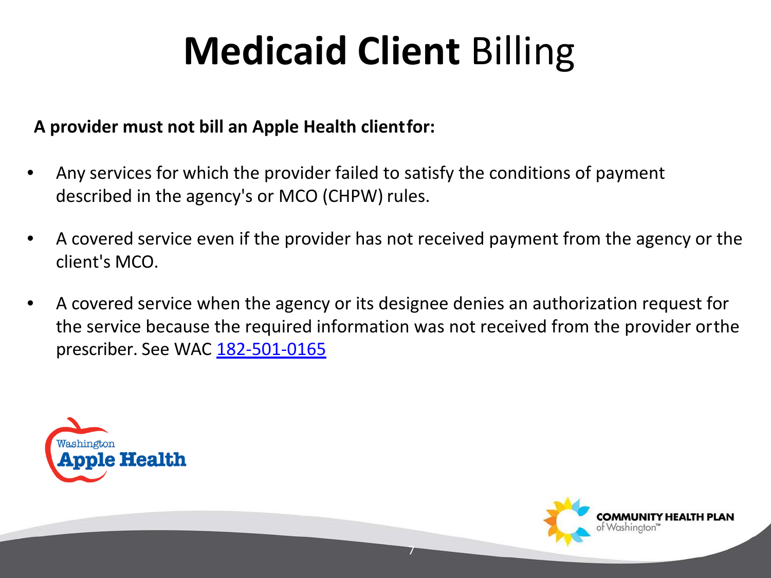# **Medicaid Client** Billing

**A provider must not bill an Apple Health client for:**

- Any services for which the provider failed to satisfy the conditions of payment described in the agency's or MCO (CHPW) rules.
- A covered service even if the provider has not received payment from the agency or the client's MCO.
- A covered service when the agency or its designee denies an authorization request for the service because the required information was not received from the provider or the prescriber. See WAC 182-501-0165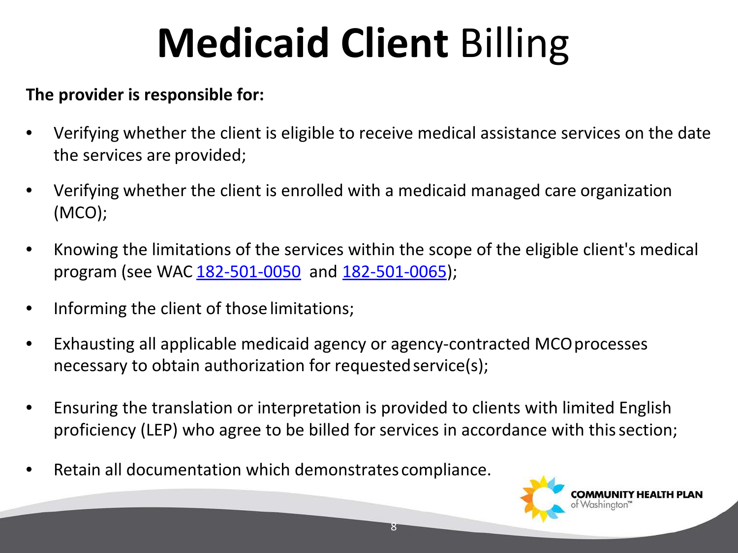# **Medicaid Client** Billing

**The provider is responsible for:**

- Verifying whether the client is eligible to receive medical assistance services on the date the services are provided;
- Verifying whether the client is enrolled with a medicaid managed care organization (MCO);
- Knowing the limitations of the services within the scope of the eligible client's medical program (see WAC 182-501-0050 and 182-501-0065);
- Informing the client of those limitations;
- Exhausting all applicable medicaid agency or agency-contracted MCO processes necessary to obtain authorization for requested service(s);
- Ensuring the translation or interpretation is provided to clients with limited English proficiency (LEP) who agree to be billed for services in accordance with this section;
- Retain all documentation which demonstrates compliance.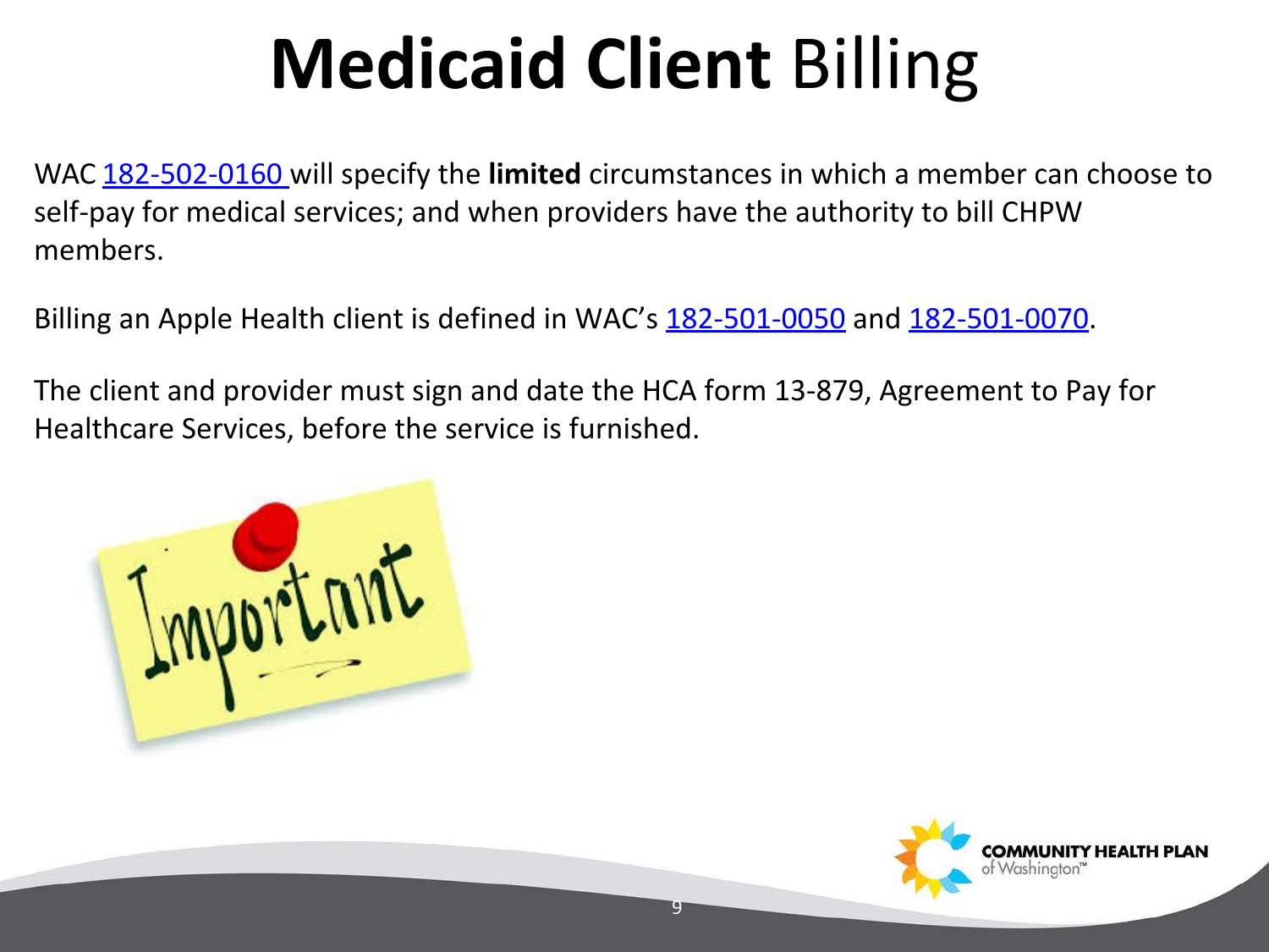# **Medicaid Client** Billing

WAC 182-502-0160 will specify the **limited** circumstances in which a member can choose to self-pay for medical services; and when providers have the authority to bill CHPW members.

Billing an Apple Health client is defined in WAC's 182-501-0050 and 182-501-0070.

The client and provider must sign and date the HCA form 13-879, Agreement to Pay for Healthcare Services, before the service is furnished.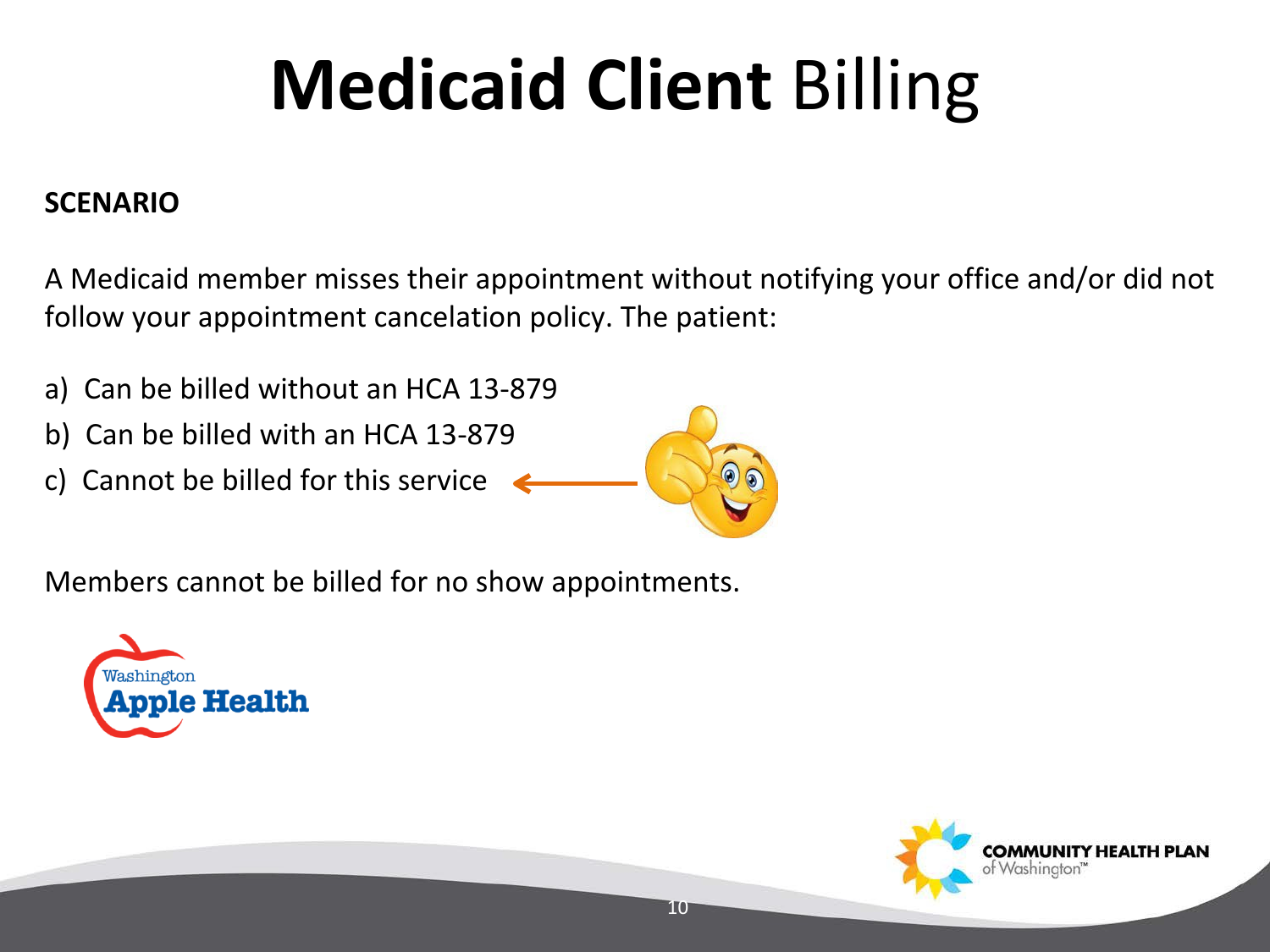# **Medicaid Client** Billing

**SCENARIO**

A Medicaid member misses their appointment without notifying your office and/or did not follow your appointment cancelation policy. The patient:

a) Can be billed without an HCA 13-879
b) Can be billed with an HCA 13-879
c) Cannot be billed for this service ←

Members cannot be billed for no show appointments.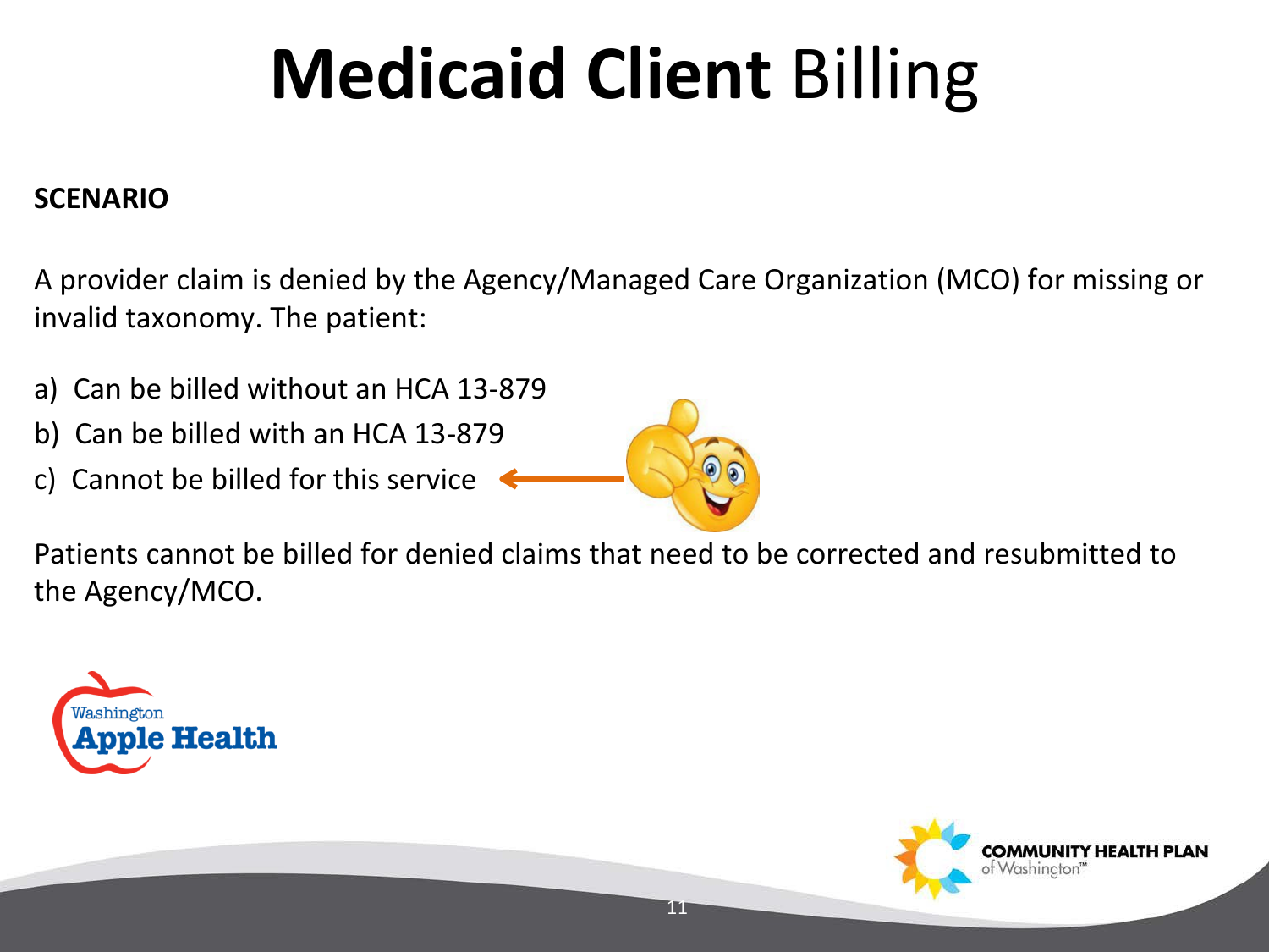# Medicaid Client Billing

**SCENARIO**

A provider claim is denied by the Agency/Managed Care Organization (MCO) for missing or invalid taxonomy. The patient:

a) Can be billed without an HCA 13-879
b) Can be billed with an HCA 13-879
c) Cannot be billed for this service ←

Patients cannot be billed for denied claims that need to be corrected and resubmitted to the Agency/MCO.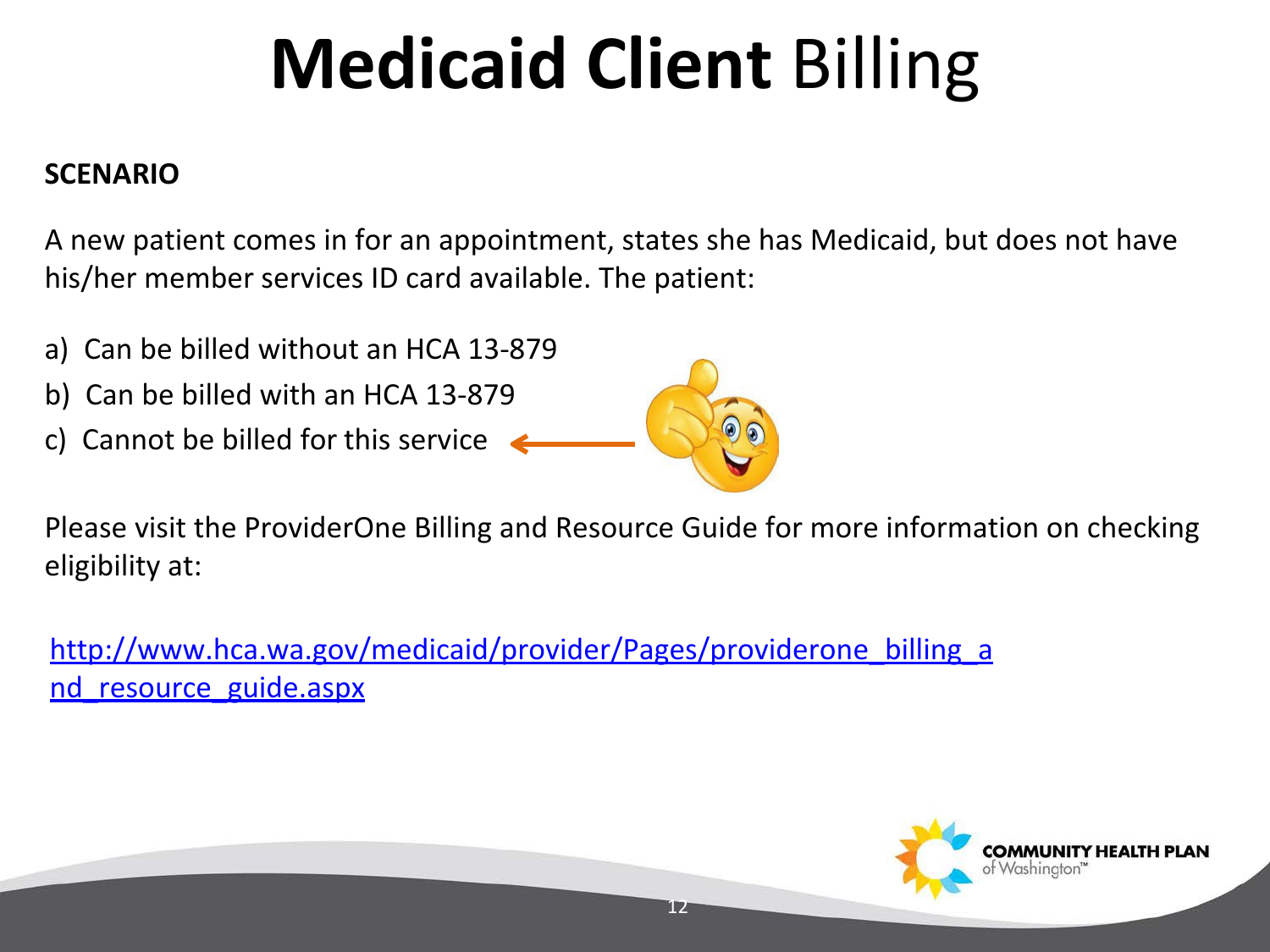# **Medicaid Client** Billing

**SCENARIO**

A new patient comes in for an appointment, states she has Medicaid, but does not have his/her member services ID card available. The patient:

a) Can be billed without an HCA 13-879
b) Can be billed with an HCA 13-879
c) Cannot be billed for this service ←

Please visit the ProviderOne Billing and Resource Guide for more information on checking eligibility at:

http://www.hca.wa.gov/medicaid/provider/Pages/providerone_billing_and_resource_guide.aspx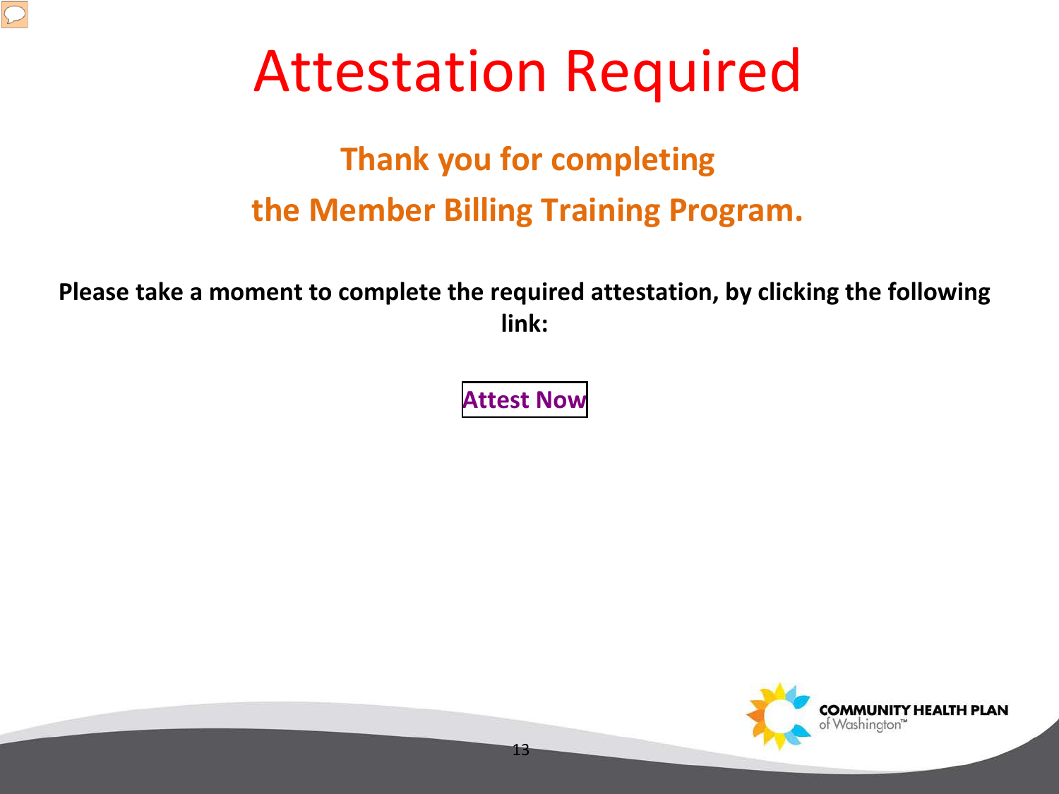# Attestation Required

## Thank you for completing the Member Billing Training Program.

**Please take a moment to complete the required attestation, by clicking the following link:**

**Attest Now**

COMMUNITY HEALTH PLAN of Washington™